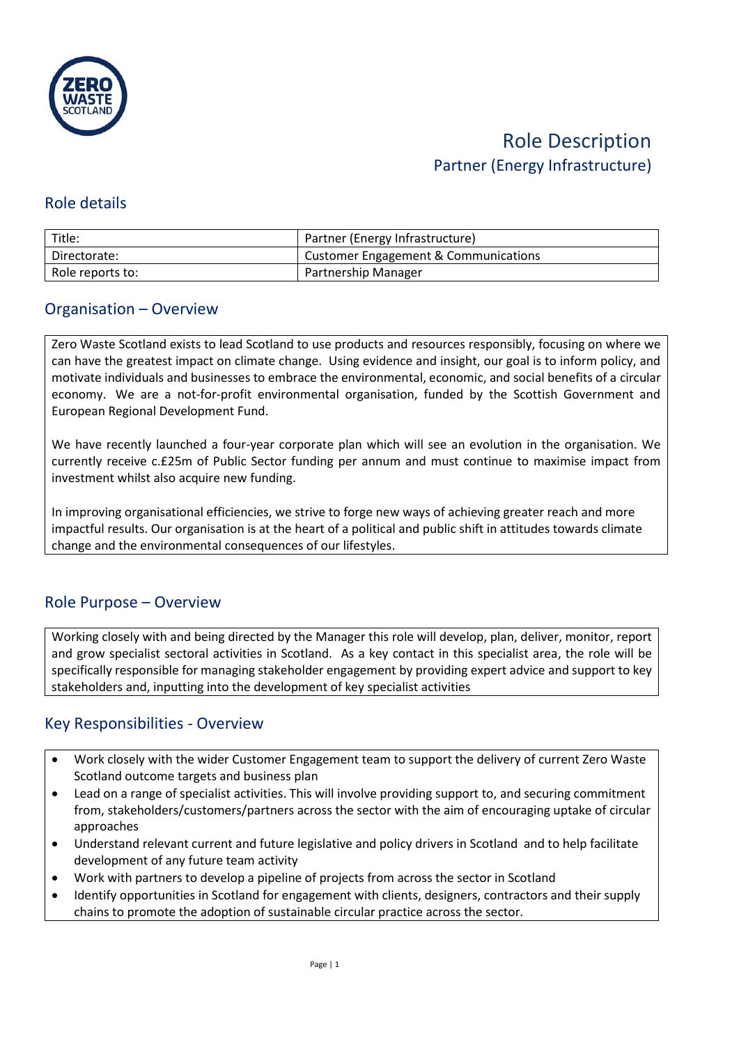# Role Description

## Partner (Energy Infrastructure)

## Role details

| Title: | Partner (Energy Infrastructure) |
|---|---|
| Directorate: | Customer Engagement & Communications |
| Role reports to: | Partnership Manager |

## Organisation – Overview

Zero Waste Scotland exists to lead Scotland to use products and resources responsibly, focusing on where we can have the greatest impact on climate change. Using evidence and insight, our goal is to inform policy, and motivate individuals and businesses to embrace the environmental, economic, and social benefits of a circular economy. We are a not-for-profit environmental organisation, funded by the Scottish Government and European Regional Development Fund.

We have recently launched a four-year corporate plan which will see an evolution in the organisation. We currently receive c.£25m of Public Sector funding per annum and must continue to maximise impact from investment whilst also acquire new funding.

In improving organisational efficiencies, we strive to forge new ways of achieving greater reach and more impactful results. Our organisation is at the heart of a political and public shift in attitudes towards climate change and the environmental consequences of our lifestyles.

## Role Purpose – Overview

Working closely with and being directed by the Manager this role will develop, plan, deliver, monitor, report and grow specialist sectoral activities in Scotland. As a key contact in this specialist area, the role will be specifically responsible for managing stakeholder engagement by providing expert advice and support to key stakeholders and, inputting into the development of key specialist activities

## Key Responsibilities - Overview

- Work closely with the wider Customer Engagement team to support the delivery of current Zero Waste Scotland outcome targets and business plan
- Lead on a range of specialist activities. This will involve providing support to, and securing commitment from, stakeholders/customers/partners across the sector with the aim of encouraging uptake of circular approaches
- Understand relevant current and future legislative and policy drivers in Scotland and to help facilitate development of any future team activity
- Work with partners to develop a pipeline of projects from across the sector in Scotland
- Identify opportunities in Scotland for engagement with clients, designers, contractors and their supply chains to promote the adoption of sustainable circular practice across the sector.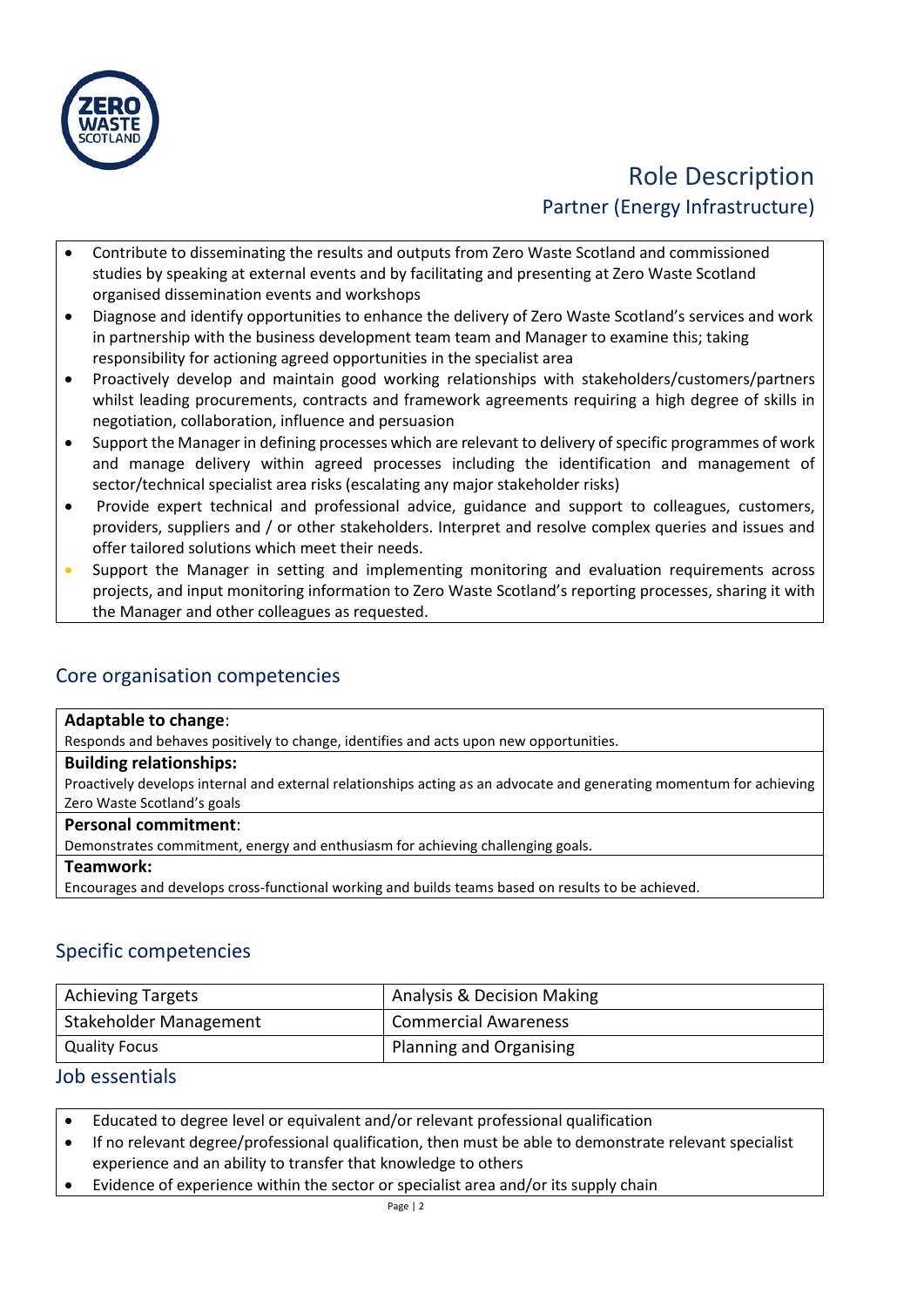# Role Description

## Partner (Energy Infrastructure)

- Contribute to disseminating the results and outputs from Zero Waste Scotland and commissioned studies by speaking at external events and by facilitating and presenting at Zero Waste Scotland organised dissemination events and workshops
- Diagnose and identify opportunities to enhance the delivery of Zero Waste Scotland's services and work in partnership with the business development team team and Manager to examine this; taking responsibility for actioning agreed opportunities in the specialist area
- Proactively develop and maintain good working relationships with stakeholders/customers/partners whilst leading procurements, contracts and framework agreements requiring a high degree of skills in negotiation, collaboration, influence and persuasion
- Support the Manager in defining processes which are relevant to delivery of specific programmes of work and manage delivery within agreed processes including the identification and management of sector/technical specialist area risks (escalating any major stakeholder risks)
- Provide expert technical and professional advice, guidance and support to colleagues, customers, providers, suppliers and / or other stakeholders. Interpret and resolve complex queries and issues and offer tailored solutions which meet their needs.
- Support the Manager in setting and implementing monitoring and evaluation requirements across projects, and input monitoring information to Zero Waste Scotland's reporting processes, sharing it with the Manager and other colleagues as requested.

## Core organisation competencies

**Adaptable to change**:
Responds and behaves positively to change, identifies and acts upon new opportunities.

**Building relationships:**
Proactively develops internal and external relationships acting as an advocate and generating momentum for achieving Zero Waste Scotland's goals

**Personal commitment**:
Demonstrates commitment, energy and enthusiasm for achieving challenging goals.

**Teamwork:**
Encourages and develops cross-functional working and builds teams based on results to be achieved.

## Specific competencies

| | |
|---|---|
| Achieving Targets | Analysis & Decision Making |
| Stakeholder Management | Commercial Awareness |
| Quality Focus | Planning and Organising |

## Job essentials

- Educated to degree level or equivalent and/or relevant professional qualification
- If no relevant degree/professional qualification, then must be able to demonstrate relevant specialist experience and an ability to transfer that knowledge to others
- Evidence of experience within the sector or specialist area and/or its supply chain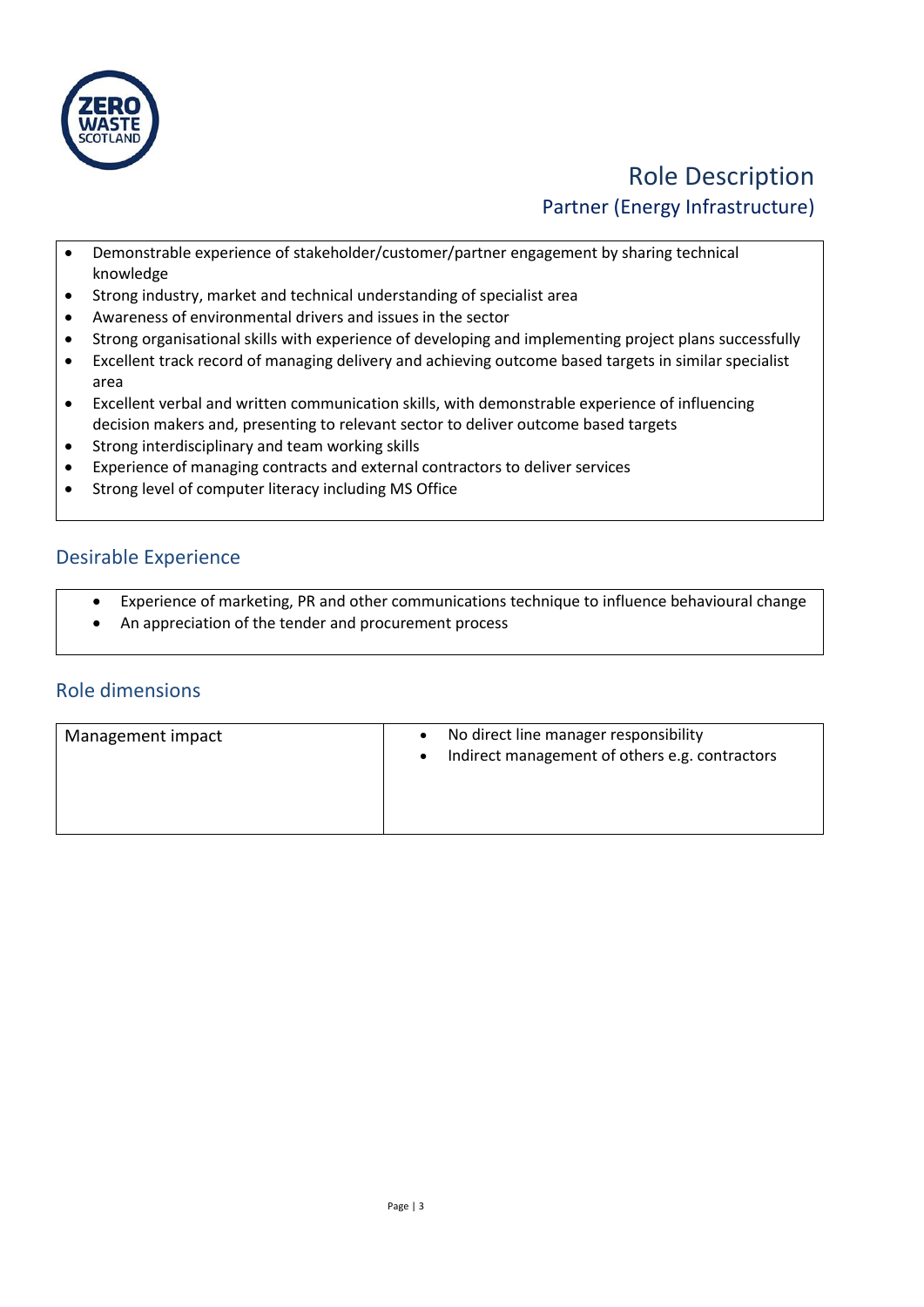- Demonstrable experience of stakeholder/customer/partner engagement by sharing technical knowledge
- Strong industry, market and technical understanding of specialist area
- Awareness of environmental drivers and issues in the sector
- Strong organisational skills with experience of developing and implementing project plans successfully
- Excellent track record of managing delivery and achieving outcome based targets in similar specialist area
- Excellent verbal and written communication skills, with demonstrable experience of influencing decision makers and, presenting to relevant sector to deliver outcome based targets
- Strong interdisciplinary and team working skills
- Experience of managing contracts and external contractors to deliver services
- Strong level of computer literacy including MS Office

## Desirable Experience

- Experience of marketing, PR and other communications technique to influence behavioural change
- An appreciation of the tender and procurement process

## Role dimensions

| Management impact | • No direct line manager responsibility<br>• Indirect management of others e.g. contractors |
|---|---|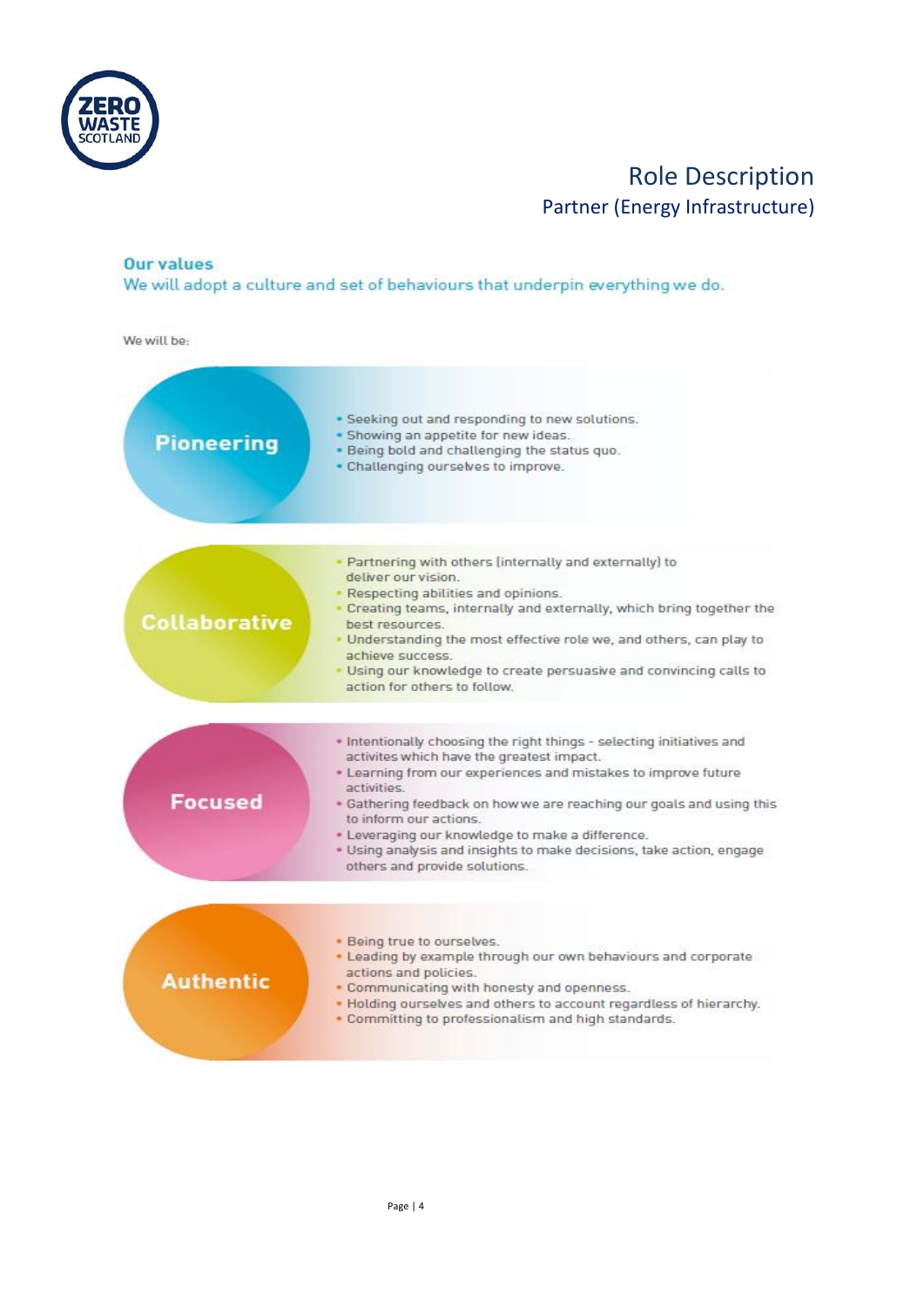## Our values

We will adopt a culture and set of behaviours that underpin everything we do.

We will be:

### Pioneering

- Seeking out and responding to new solutions.
- Showing an appetite for new ideas.
- Being bold and challenging the status quo.
- Challenging ourselves to improve.

### Collaborative

- Partnering with others (internally and externally) to deliver our vision.
- Respecting abilities and opinions.
- Creating teams, internally and externally, which bring together the best resources.
- Understanding the most effective role we, and others, can play to achieve success.
- Using our knowledge to create persuasive and convincing calls to action for others to follow.

### Focused

- Intentionally choosing the right things - selecting initiatives and activites which have the greatest impact.
- Learning from our experiences and mistakes to improve future activities.
- Gathering feedback on how we are reaching our goals and using this to inform our actions.
- Leveraging our knowledge to make a difference.
- Using analysis and insights to make decisions, take action, engage others and provide solutions.

### Authentic

- Being true to ourselves.
- Leading by example through our own behaviours and corporate actions and policies.
- Communicating with honesty and openness.
- Holding ourselves and others to account regardless of hierarchy.
- Committing to professionalism and high standards.